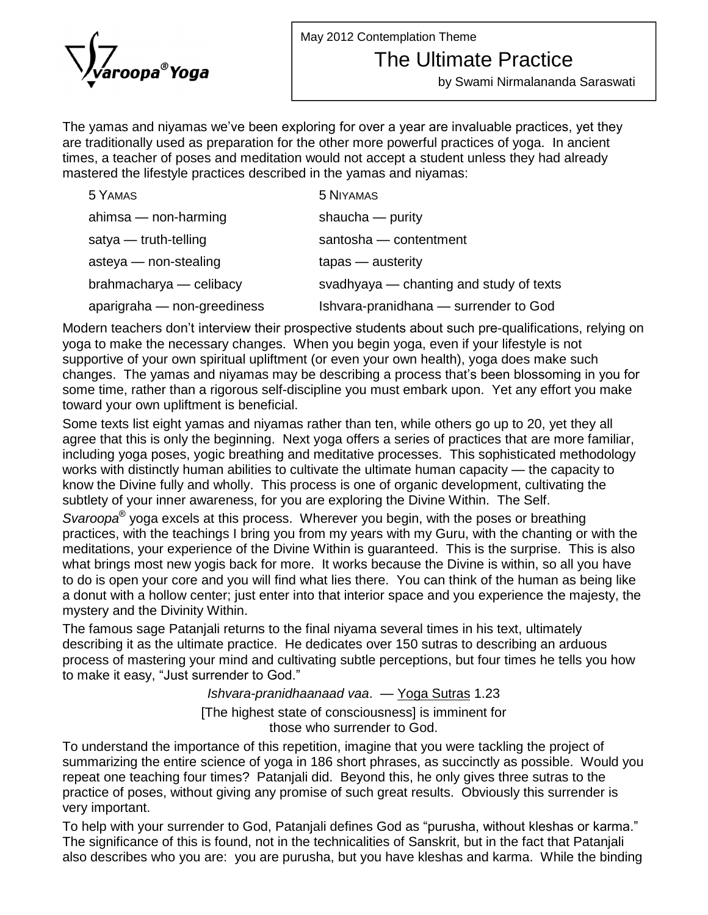May 2012 Contemplation Theme

# The Ultimate Practice

by Swami Nirmalananda Saraswati

The yamas and niyamas we've been exploring for over a year are invaluable practices, yet they are traditionally used as preparation for the other more powerful practices of yoga. In ancient times, a teacher of poses and meditation would not accept a student unless they had already mastered the lifestyle practices described in the yamas and niyamas:

| 5 YAMAS | 5 NIYAMAS |
|---|---|
| ahimsa — non-harming | shaucha — purity |
| satya — truth-telling | santosha — contentment |
| asteya — non-stealing | tapas — austerity |
| brahmacharya — celibacy | svadhyaya — chanting and study of texts |
| aparigraha — non-greediness | Ishvara-pranidhana — surrender to God |

Modern teachers don't interview their prospective students about such pre-qualifications, relying on yoga to make the necessary changes. When you begin yoga, even if your lifestyle is not supportive of your own spiritual upliftment (or even your own health), yoga does make such changes. The yamas and niyamas may be describing a process that's been blossoming in you for some time, rather than a rigorous self-discipline you must embark upon. Yet any effort you make toward your own upliftment is beneficial.

Some texts list eight yamas and niyamas rather than ten, while others go up to 20, yet they all agree that this is only the beginning. Next yoga offers a series of practices that are more familiar, including yoga poses, yogic breathing and meditative processes. This sophisticated methodology works with distinctly human abilities to cultivate the ultimate human capacity — the capacity to know the Divine fully and wholly. This process is one of organic development, cultivating the subtlety of your inner awareness, for you are exploring the Divine Within. The Self.

*Svaroopa*® yoga excels at this process. Wherever you begin, with the poses or breathing practices, with the teachings I bring you from my years with my Guru, with the chanting or with the meditations, your experience of the Divine Within is guaranteed. This is the surprise. This is also what brings most new yogis back for more. It works because the Divine is within, so all you have to do is open your core and you will find what lies there. You can think of the human as being like a donut with a hollow center; just enter into that interior space and you experience the majesty, the mystery and the Divinity Within.

The famous sage Patanjali returns to the final niyama several times in his text, ultimately describing it as the ultimate practice. He dedicates over 150 sutras to describing an arduous process of mastering your mind and cultivating subtle perceptions, but four times he tells you how to make it easy, "Just surrender to God."

*Ishvara-pranidhaanaad vaa*. — Yoga Sutras 1.23

[The highest state of consciousness] is imminent for those who surrender to God.

To understand the importance of this repetition, imagine that you were tackling the project of summarizing the entire science of yoga in 186 short phrases, as succinctly as possible. Would you repeat one teaching four times? Patanjali did. Beyond this, he only gives three sutras to the practice of poses, without giving any promise of such great results. Obviously this surrender is very important.

To help with your surrender to God, Patanjali defines God as "purusha, without kleshas or karma." The significance of this is found, not in the technicalities of Sanskrit, but in the fact that Patanjali also describes who you are: you are purusha, but you have kleshas and karma. While the binding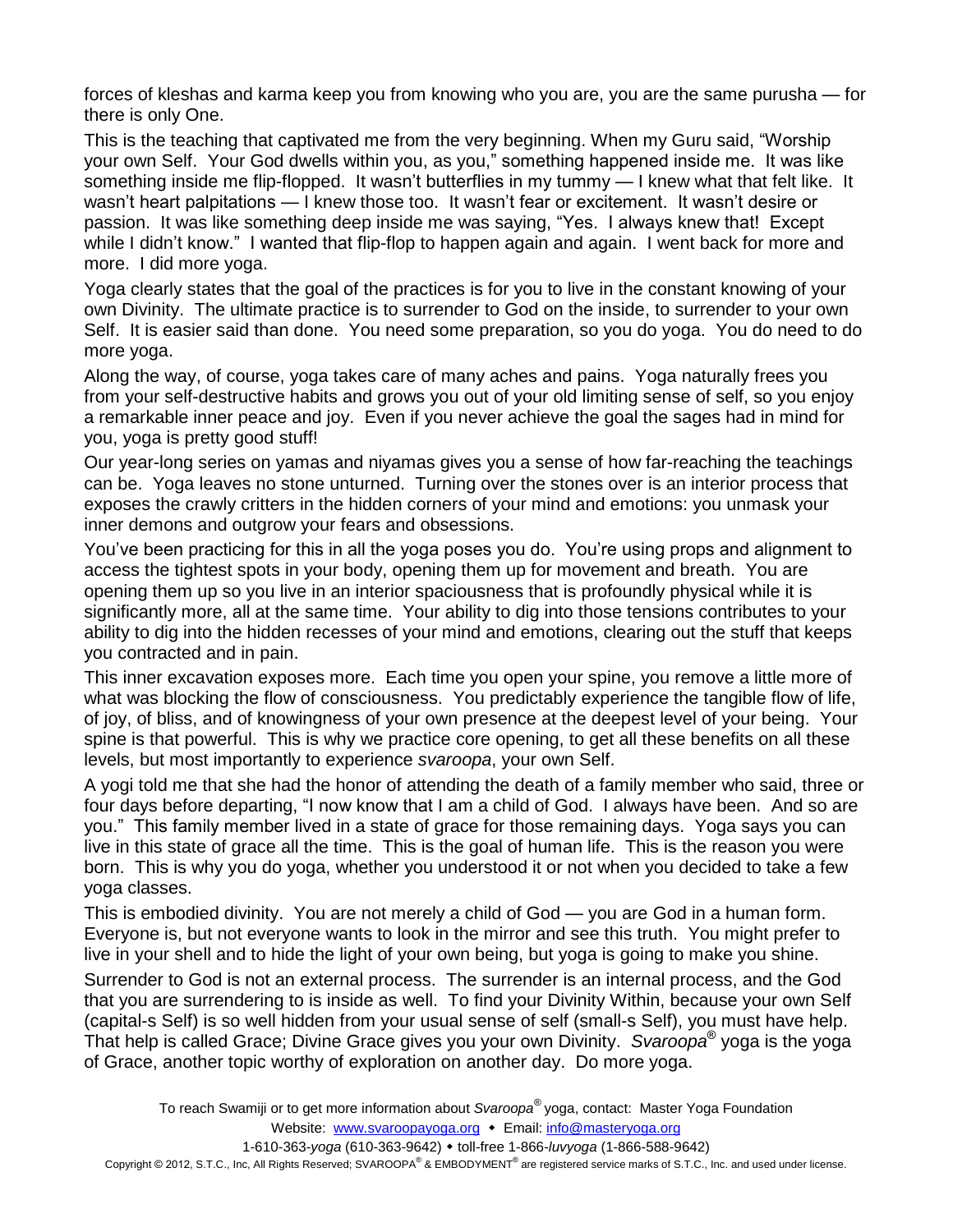forces of kleshas and karma keep you from knowing who you are, you are the same purusha — for there is only One.

This is the teaching that captivated me from the very beginning. When my Guru said, "Worship your own Self. Your God dwells within you, as you," something happened inside me. It was like something inside me flip-flopped. It wasn't butterflies in my tummy — I knew what that felt like. It wasn't heart palpitations — I knew those too. It wasn't fear or excitement. It wasn't desire or passion. It was like something deep inside me was saying, "Yes. I always knew that! Except while I didn't know." I wanted that flip-flop to happen again and again. I went back for more and more. I did more yoga.

Yoga clearly states that the goal of the practices is for you to live in the constant knowing of your own Divinity. The ultimate practice is to surrender to God on the inside, to surrender to your own Self. It is easier said than done. You need some preparation, so you do yoga. You do need to do more yoga.

Along the way, of course, yoga takes care of many aches and pains. Yoga naturally frees you from your self-destructive habits and grows you out of your old limiting sense of self, so you enjoy a remarkable inner peace and joy. Even if you never achieve the goal the sages had in mind for you, yoga is pretty good stuff!

Our year-long series on yamas and niyamas gives you a sense of how far-reaching the teachings can be. Yoga leaves no stone unturned. Turning over the stones over is an interior process that exposes the crawly critters in the hidden corners of your mind and emotions: you unmask your inner demons and outgrow your fears and obsessions.

You've been practicing for this in all the yoga poses you do. You're using props and alignment to access the tightest spots in your body, opening them up for movement and breath. You are opening them up so you live in an interior spaciousness that is profoundly physical while it is significantly more, all at the same time. Your ability to dig into those tensions contributes to your ability to dig into the hidden recesses of your mind and emotions, clearing out the stuff that keeps you contracted and in pain.

This inner excavation exposes more. Each time you open your spine, you remove a little more of what was blocking the flow of consciousness. You predictably experience the tangible flow of life, of joy, of bliss, and of knowingness of your own presence at the deepest level of your being. Your spine is that powerful. This is why we practice core opening, to get all these benefits on all these levels, but most importantly to experience *svaroopa*, your own Self.

A yogi told me that she had the honor of attending the death of a family member who said, three or four days before departing, "I now know that I am a child of God. I always have been. And so are you." This family member lived in a state of grace for those remaining days. Yoga says you can live in this state of grace all the time. This is the goal of human life. This is the reason you were born. This is why you do yoga, whether you understood it or not when you decided to take a few yoga classes.

This is embodied divinity. You are not merely a child of God — you are God in a human form. Everyone is, but not everyone wants to look in the mirror and see this truth. You might prefer to live in your shell and to hide the light of your own being, but yoga is going to make you shine.

Surrender to God is not an external process. The surrender is an internal process, and the God that you are surrendering to is inside as well. To find your Divinity Within, because your own Self (capital-s Self) is so well hidden from your usual sense of self (small-s Self), you must have help. That help is called Grace; Divine Grace gives you your own Divinity. *Svaroopa*® yoga is the yoga of Grace, another topic worthy of exploration on another day. Do more yoga.

To reach Swamiji or to get more information about *Svaroopa*® yoga, contact: Master Yoga Foundation
Website: www.svaroopayoga.org ◆ Email: info@masteryoga.org
1-610-363-*yoga* (610-363-9642) ◆ toll-free 1-866-*luvyoga* (1-866-588-9642)
Copyright © 2012, S.T.C., Inc, All Rights Reserved; SVAROOPA® & EMBODYMENT® are registered service marks of S.T.C., Inc. and used under license.